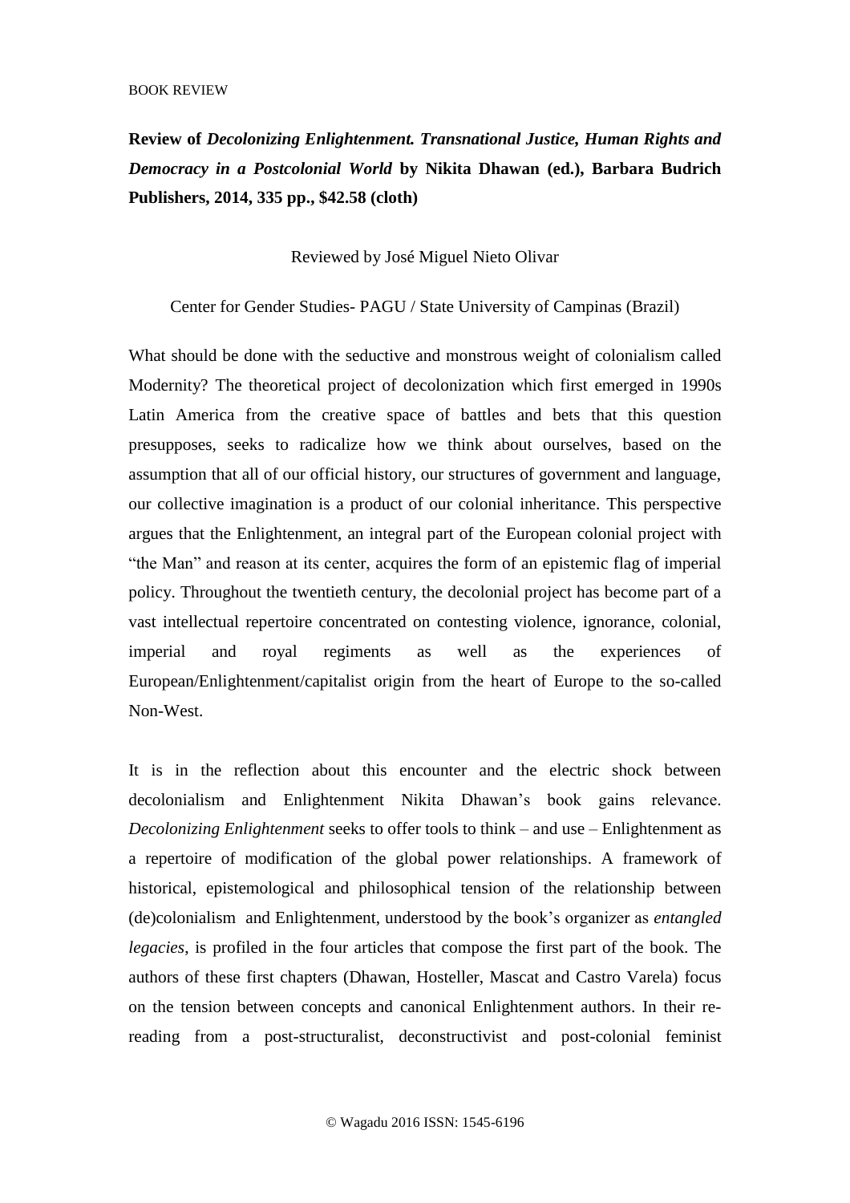BOOK REVIEW

**Review of *Decolonizing Enlightenment. Transnational Justice, Human Rights and Democracy in a Postcolonial World* by Nikita Dhawan (ed.), Barbara Budrich Publishers, 2014, 335 pp., $42.58 (cloth)**

Reviewed by José Miguel Nieto Olivar

Center for Gender Studies- PAGU / State University of Campinas (Brazil)

What should be done with the seductive and monstrous weight of colonialism called Modernity? The theoretical project of decolonization which first emerged in 1990s Latin America from the creative space of battles and bets that this question presupposes, seeks to radicalize how we think about ourselves, based on the assumption that all of our official history, our structures of government and language, our collective imagination is a product of our colonial inheritance. This perspective argues that the Enlightenment, an integral part of the European colonial project with "the Man" and reason at its center, acquires the form of an epistemic flag of imperial policy. Throughout the twentieth century, the decolonial project has become part of a vast intellectual repertoire concentrated on contesting violence, ignorance, colonial, imperial and royal regiments as well as the experiences of European/Enlightenment/capitalist origin from the heart of Europe to the so-called Non-West.

It is in the reflection about this encounter and the electric shock between decolonialism and Enlightenment Nikita Dhawan's book gains relevance. *Decolonizing Enlightenment* seeks to offer tools to think – and use – Enlightenment as a repertoire of modification of the global power relationships. A framework of historical, epistemological and philosophical tension of the relationship between (de)colonialism and Enlightenment, understood by the book's organizer as *entangled legacies*, is profiled in the four articles that compose the first part of the book. The authors of these first chapters (Dhawan, Hosteller, Mascat and Castro Varela) focus on the tension between concepts and canonical Enlightenment authors. In their re-reading from a post-structuralist, deconstructivist and post-colonial feminist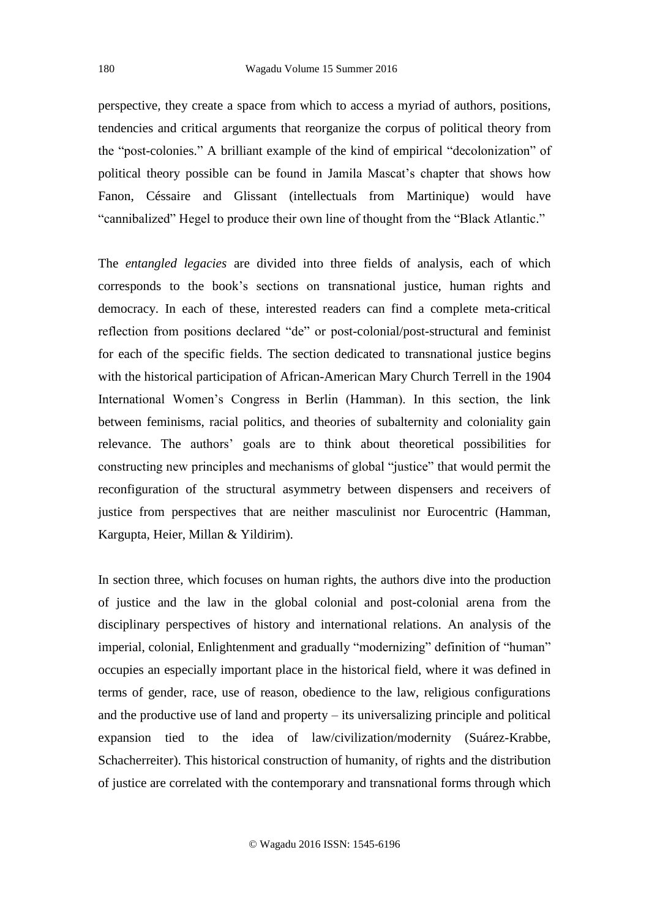perspective, they create a space from which to access a myriad of authors, positions, tendencies and critical arguments that reorganize the corpus of political theory from the "post-colonies." A brilliant example of the kind of empirical "decolonization" of political theory possible can be found in Jamila Mascat's chapter that shows how Fanon, Céssaire and Glissant (intellectuals from Martinique) would have "cannibalized" Hegel to produce their own line of thought from the "Black Atlantic."

The *entangled legacies* are divided into three fields of analysis, each of which corresponds to the book's sections on transnational justice, human rights and democracy. In each of these, interested readers can find a complete meta-critical reflection from positions declared "de" or post-colonial/post-structural and feminist for each of the specific fields. The section dedicated to transnational justice begins with the historical participation of African-American Mary Church Terrell in the 1904 International Women's Congress in Berlin (Hamman). In this section, the link between feminisms, racial politics, and theories of subalternity and coloniality gain relevance. The authors' goals are to think about theoretical possibilities for constructing new principles and mechanisms of global "justice" that would permit the reconfiguration of the structural asymmetry between dispensers and receivers of justice from perspectives that are neither masculinist nor Eurocentric (Hamman, Kargupta, Heier, Millan & Yildirim).

In section three, which focuses on human rights, the authors dive into the production of justice and the law in the global colonial and post-colonial arena from the disciplinary perspectives of history and international relations. An analysis of the imperial, colonial, Enlightenment and gradually "modernizing" definition of "human" occupies an especially important place in the historical field, where it was defined in terms of gender, race, use of reason, obedience to the law, religious configurations and the productive use of land and property – its universalizing principle and political expansion tied to the idea of law/civilization/modernity (Suárez-Krabbe, Schacherreiter). This historical construction of humanity, of rights and the distribution of justice are correlated with the contemporary and transnational forms through which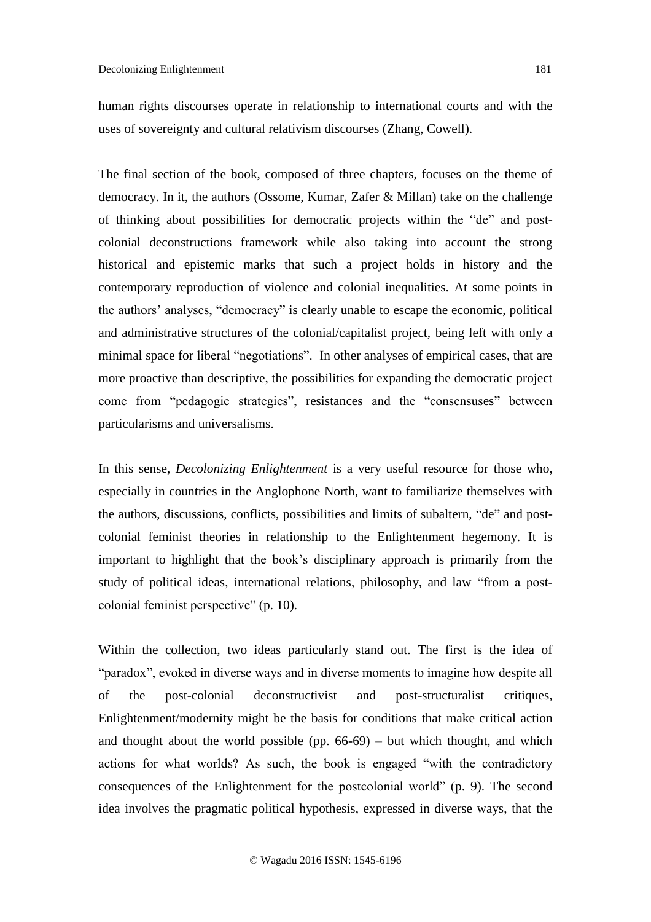human rights discourses operate in relationship to international courts and with the uses of sovereignty and cultural relativism discourses (Zhang, Cowell).

The final section of the book, composed of three chapters, focuses on the theme of democracy. In it, the authors (Ossome, Kumar, Zafer & Millan) take on the challenge of thinking about possibilities for democratic projects within the "de" and post-colonial deconstructions framework while also taking into account the strong historical and epistemic marks that such a project holds in history and the contemporary reproduction of violence and colonial inequalities. At some points in the authors' analyses, "democracy" is clearly unable to escape the economic, political and administrative structures of the colonial/capitalist project, being left with only a minimal space for liberal "negotiations". In other analyses of empirical cases, that are more proactive than descriptive, the possibilities for expanding the democratic project come from "pedagogic strategies", resistances and the "consensuses" between particularisms and universalisms.

In this sense, *Decolonizing Enlightenment* is a very useful resource for those who, especially in countries in the Anglophone North, want to familiarize themselves with the authors, discussions, conflicts, possibilities and limits of subaltern, "de" and post-colonial feminist theories in relationship to the Enlightenment hegemony. It is important to highlight that the book's disciplinary approach is primarily from the study of political ideas, international relations, philosophy, and law "from a post-colonial feminist perspective" (p. 10).

Within the collection, two ideas particularly stand out. The first is the idea of "paradox", evoked in diverse ways and in diverse moments to imagine how despite all of the post-colonial deconstructivist and post-structuralist critiques, Enlightenment/modernity might be the basis for conditions that make critical action and thought about the world possible (pp. 66-69) – but which thought, and which actions for what worlds? As such, the book is engaged "with the contradictory consequences of the Enlightenment for the postcolonial world" (p. 9). The second idea involves the pragmatic political hypothesis, expressed in diverse ways, that the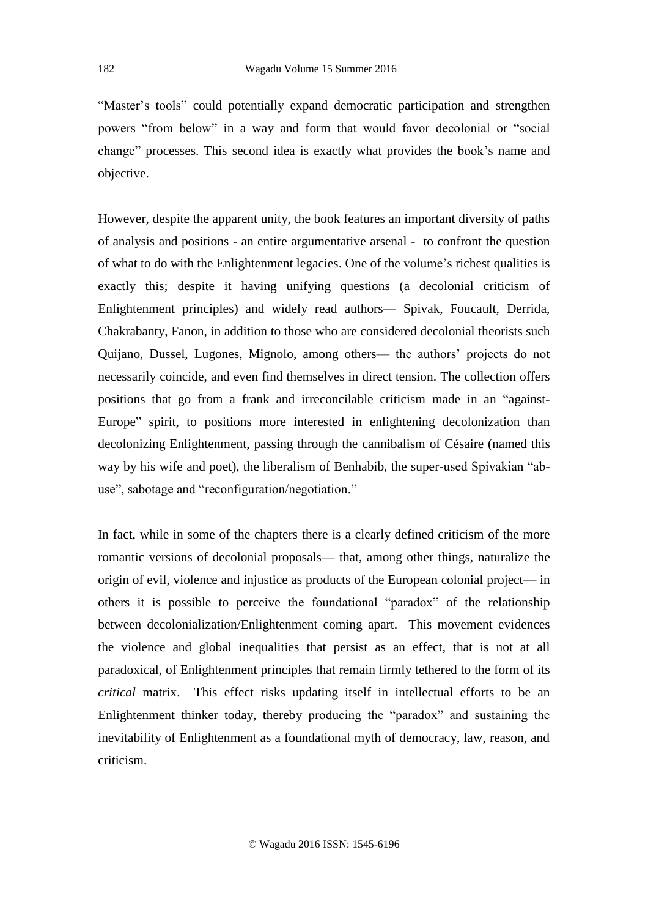"Master's tools" could potentially expand democratic participation and strengthen powers "from below" in a way and form that would favor decolonial or "social change" processes. This second idea is exactly what provides the book's name and objective.

However, despite the apparent unity, the book features an important diversity of paths of analysis and positions - an entire argumentative arsenal - to confront the question of what to do with the Enlightenment legacies. One of the volume's richest qualities is exactly this; despite it having unifying questions (a decolonial criticism of Enlightenment principles) and widely read authors— Spivak, Foucault, Derrida, Chakrabanty, Fanon, in addition to those who are considered decolonial theorists such Quijano, Dussel, Lugones, Mignolo, among others— the authors' projects do not necessarily coincide, and even find themselves in direct tension. The collection offers positions that go from a frank and irreconcilable criticism made in an "against-Europe" spirit, to positions more interested in enlightening decolonization than decolonizing Enlightenment, passing through the cannibalism of Césaire (named this way by his wife and poet), the liberalism of Benhabib, the super-used Spivakian "ab-use", sabotage and "reconfiguration/negotiation."

In fact, while in some of the chapters there is a clearly defined criticism of the more romantic versions of decolonial proposals— that, among other things, naturalize the origin of evil, violence and injustice as products of the European colonial project— in others it is possible to perceive the foundational "paradox" of the relationship between decolonialization/Enlightenment coming apart. This movement evidences the violence and global inequalities that persist as an effect, that is not at all paradoxical, of Enlightenment principles that remain firmly tethered to the form of its *critical* matrix. This effect risks updating itself in intellectual efforts to be an Enlightenment thinker today, thereby producing the "paradox" and sustaining the inevitability of Enlightenment as a foundational myth of democracy, law, reason, and criticism.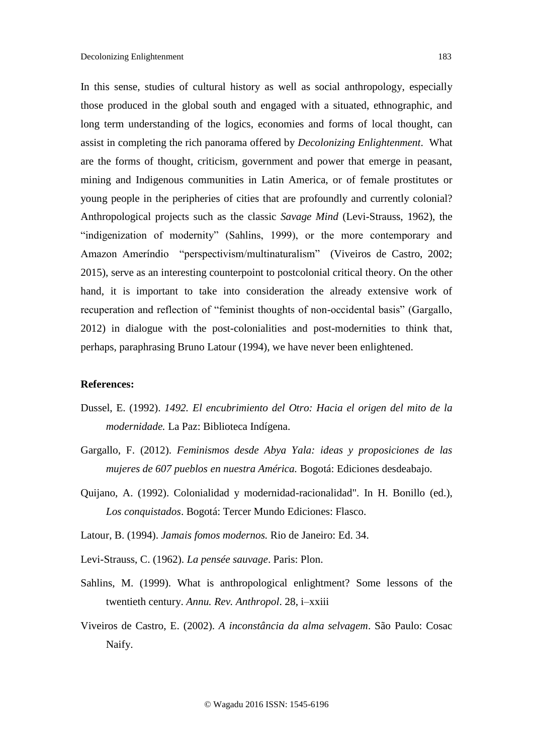In this sense, studies of cultural history as well as social anthropology, especially those produced in the global south and engaged with a situated, ethnographic, and long term understanding of the logics, economies and forms of local thought, can assist in completing the rich panorama offered by *Decolonizing Enlightenment*. What are the forms of thought, criticism, government and power that emerge in peasant, mining and Indigenous communities in Latin America, or of female prostitutes or young people in the peripheries of cities that are profoundly and currently colonial? Anthropological projects such as the classic *Savage Mind* (Levi-Strauss, 1962), the "indigenization of modernity" (Sahlins, 1999), or the more contemporary and Amazon Ameríndio "perspectivism/multinaturalism" (Viveiros de Castro, 2002; 2015), serve as an interesting counterpoint to postcolonial critical theory. On the other hand, it is important to take into consideration the already extensive work of recuperation and reflection of "feminist thoughts of non-occidental basis" (Gargallo, 2012) in dialogue with the post-colonialities and post-modernities to think that, perhaps, paraphrasing Bruno Latour (1994), we have never been enlightened.

**References:**

Dussel, E. (1992). *1492. El encubrimiento del Otro: Hacia el origen del mito de la modernidade.* La Paz: Biblioteca Indígena.

Gargallo, F. (2012). *Feminismos desde Abya Yala: ideas y proposiciones de las mujeres de 607 pueblos en nuestra América.* Bogotá: Ediciones desdeabajo.

Quijano, A. (1992). Colonialidad y modernidad-racionalidad". In H. Bonillo (ed.), *Los conquistados*. Bogotá: Tercer Mundo Ediciones: Flasco.

Latour, B. (1994). *Jamais fomos modernos.* Rio de Janeiro: Ed. 34.

Levi-Strauss, C. (1962). *La pensée sauvage*. Paris: Plon.

Sahlins, M. (1999). What is anthropological enlightment? Some lessons of the twentieth century. *Annu. Rev. Anthropol*. 28, i–xxiii

Viveiros de Castro, E. (2002). *A inconstância da alma selvagem*. São Paulo: Cosac Naify.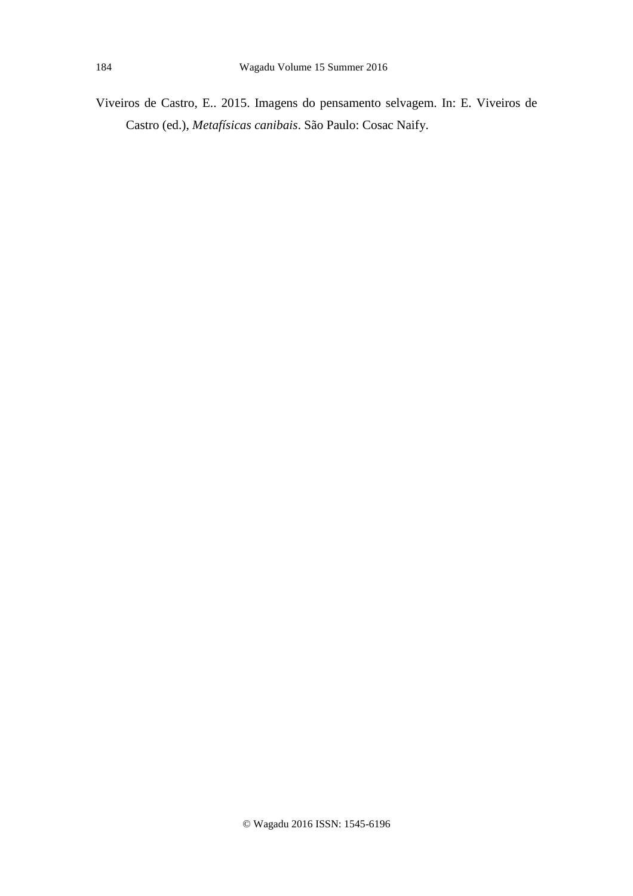Viveiros de Castro, E.. 2015. Imagens do pensamento selvagem. In: E. Viveiros de Castro (ed.), *Metafísicas canibais*. São Paulo: Cosac Naify.